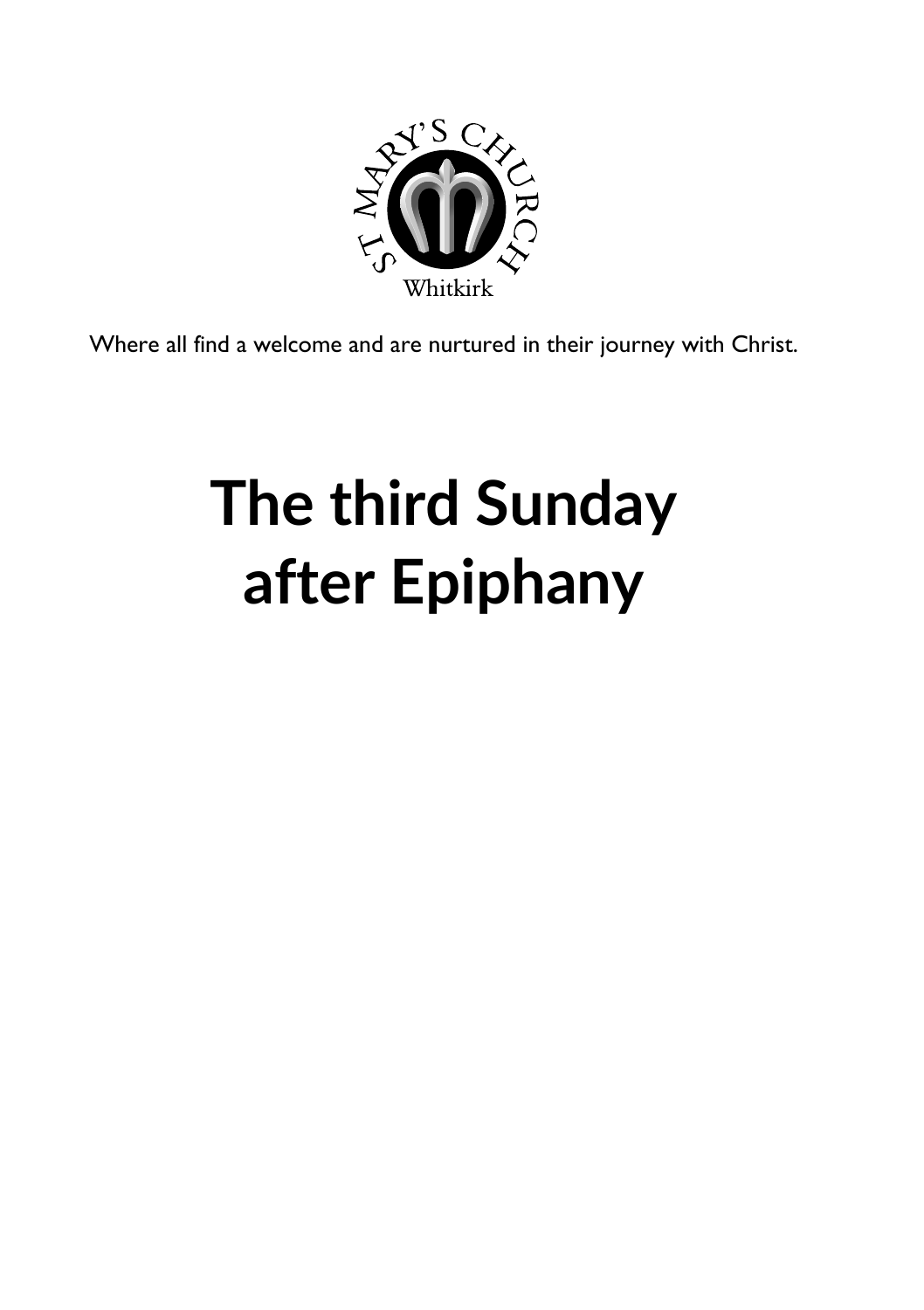ST MARY'S CHURCH

Whitkirk

Where all find a welcome and are nurtured in their journey with Christ.

# The third Sunday after Epiphany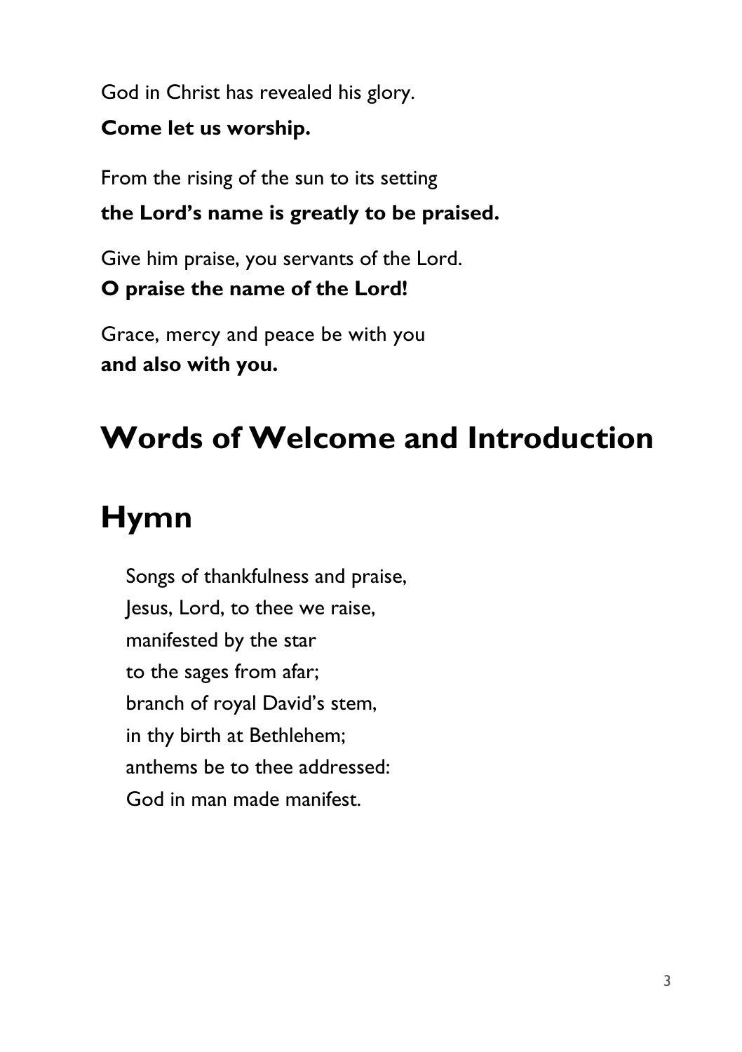God in Christ has revealed his glory.

**Come let us worship.**

From the rising of the sun to its setting

**the Lord's name is greatly to be praised.**

Give him praise, you servants of the Lord.
**O praise the name of the Lord!**

Grace, mercy and peace be with you
**and also with you.**

# Words of Welcome and Introduction

# Hymn

Songs of thankfulness and praise,
Jesus, Lord, to thee we raise,
manifested by the star
to the sages from afar;
branch of royal David's stem,
in thy birth at Bethlehem;
anthems be to thee addressed:
God in man made manifest.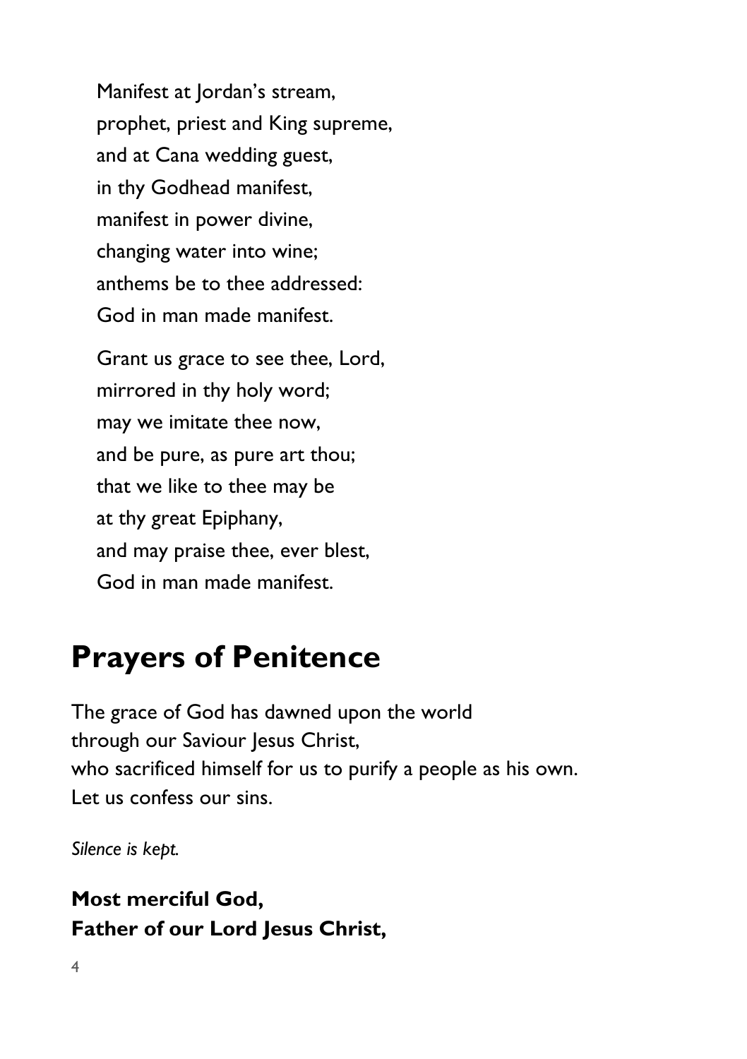Manifest at Jordan's stream,
prophet, priest and King supreme,
and at Cana wedding guest,
in thy Godhead manifest,
manifest in power divine,
changing water into wine;
anthems be to thee addressed:
God in man made manifest.

Grant us grace to see thee, Lord,
mirrored in thy holy word;
may we imitate thee now,
and be pure, as pure art thou;
that we like to thee may be
at thy great Epiphany,
and may praise thee, ever blest,
God in man made manifest.

# Prayers of Penitence

The grace of God has dawned upon the world
through our Saviour Jesus Christ,
who sacrificed himself for us to purify a people as his own.
Let us confess our sins.

*Silence is kept.*

**Most merciful God,**
**Father of our Lord Jesus Christ,**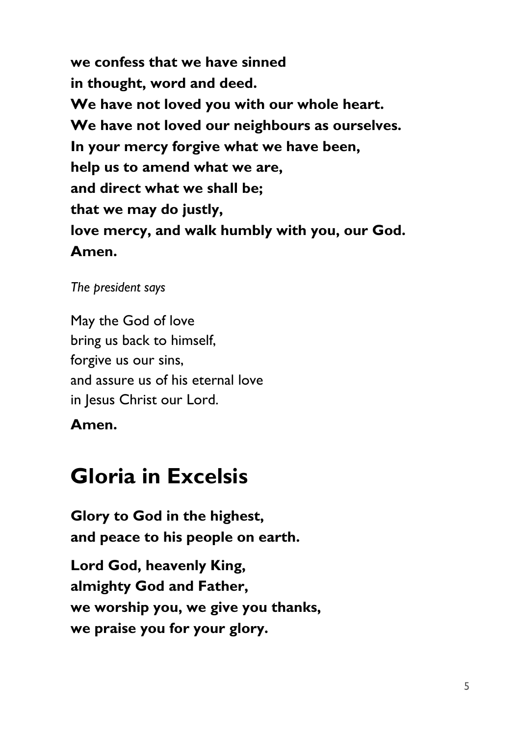**we confess that we have sinned**
**in thought, word and deed.**
**We have not loved you with our whole heart.**
**We have not loved our neighbours as ourselves.**
**In your mercy forgive what we have been,**
**help us to amend what we are,**
**and direct what we shall be;**
**that we may do justly,**
**love mercy, and walk humbly with you, our God.**
**Amen.**

*The president says*

May the God of love
bring us back to himself,
forgive us our sins,
and assure us of his eternal love
in Jesus Christ our Lord.

**Amen.**

# Gloria in Excelsis

**Glory to God in the highest,**
**and peace to his people on earth.**

**Lord God, heavenly King,**
**almighty God and Father,**
**we worship you, we give you thanks,**
**we praise you for your glory.**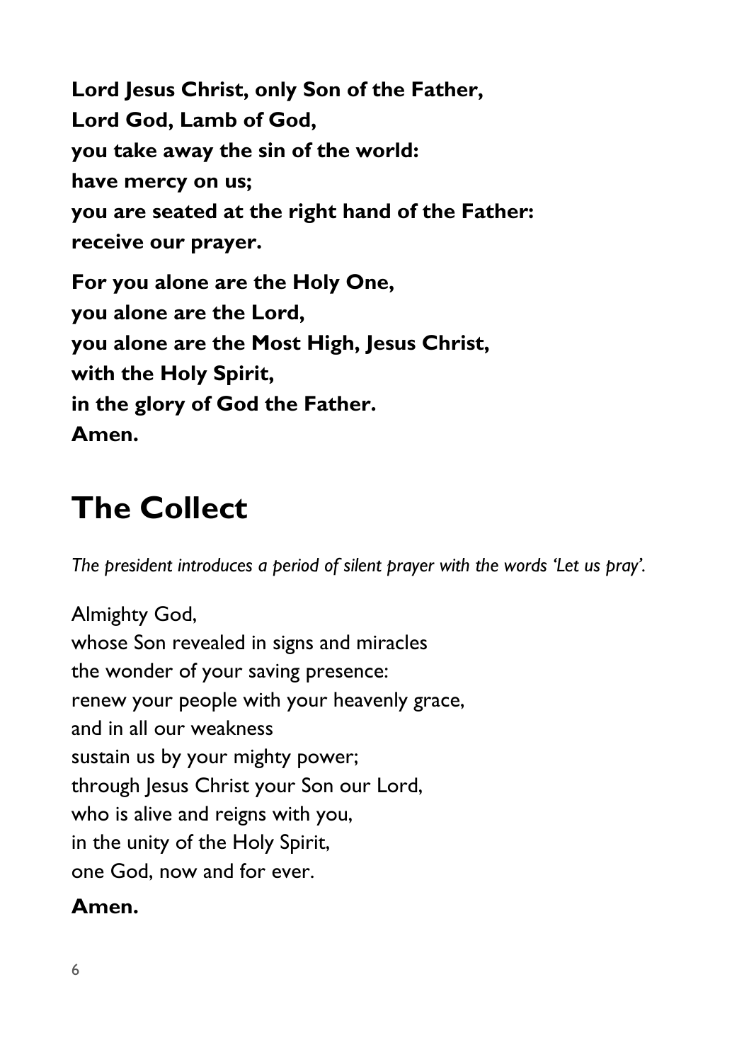**Lord Jesus Christ, only Son of the Father,**
**Lord God, Lamb of God,**
**you take away the sin of the world:**
**have mercy on us;**
**you are seated at the right hand of the Father:**
**receive our prayer.**

**For you alone are the Holy One,**
**you alone are the Lord,**
**you alone are the Most High, Jesus Christ,**
**with the Holy Spirit,**
**in the glory of God the Father.**
**Amen.**

# The Collect

*The president introduces a period of silent prayer with the words 'Let us pray'.*

Almighty God,
whose Son revealed in signs and miracles
the wonder of your saving presence:
renew your people with your heavenly grace,
and in all our weakness
sustain us by your mighty power;
through Jesus Christ your Son our Lord,
who is alive and reigns with you,
in the unity of the Holy Spirit,
one God, now and for ever.

**Amen.**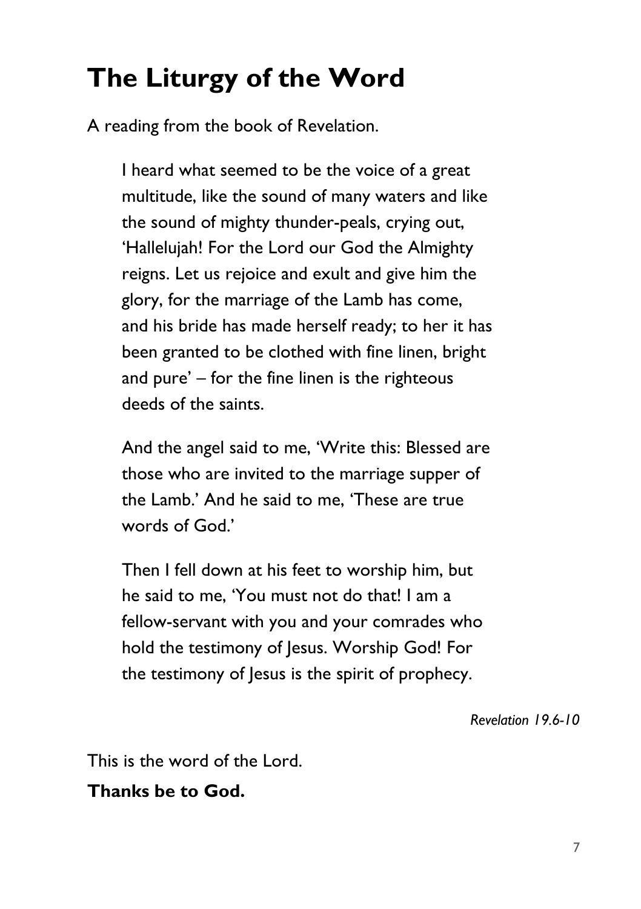# The Liturgy of the Word

A reading from the book of Revelation.

> I heard what seemed to be the voice of a great multitude, like the sound of many waters and like the sound of mighty thunder-peals, crying out, 'Hallelujah! For the Lord our God the Almighty reigns. Let us rejoice and exult and give him the glory, for the marriage of the Lamb has come, and his bride has made herself ready; to her it has been granted to be clothed with fine linen, bright and pure' – for the fine linen is the righteous deeds of the saints.
>
> And the angel said to me, 'Write this: Blessed are those who are invited to the marriage supper of the Lamb.' And he said to me, 'These are true words of God.'
>
> Then I fell down at his feet to worship him, but he said to me, 'You must not do that! I am a fellow-servant with you and your comrades who hold the testimony of Jesus. Worship God! For the testimony of Jesus is the spirit of prophecy.

*Revelation 19.6-10*

This is the word of the Lord.

**Thanks be to God.**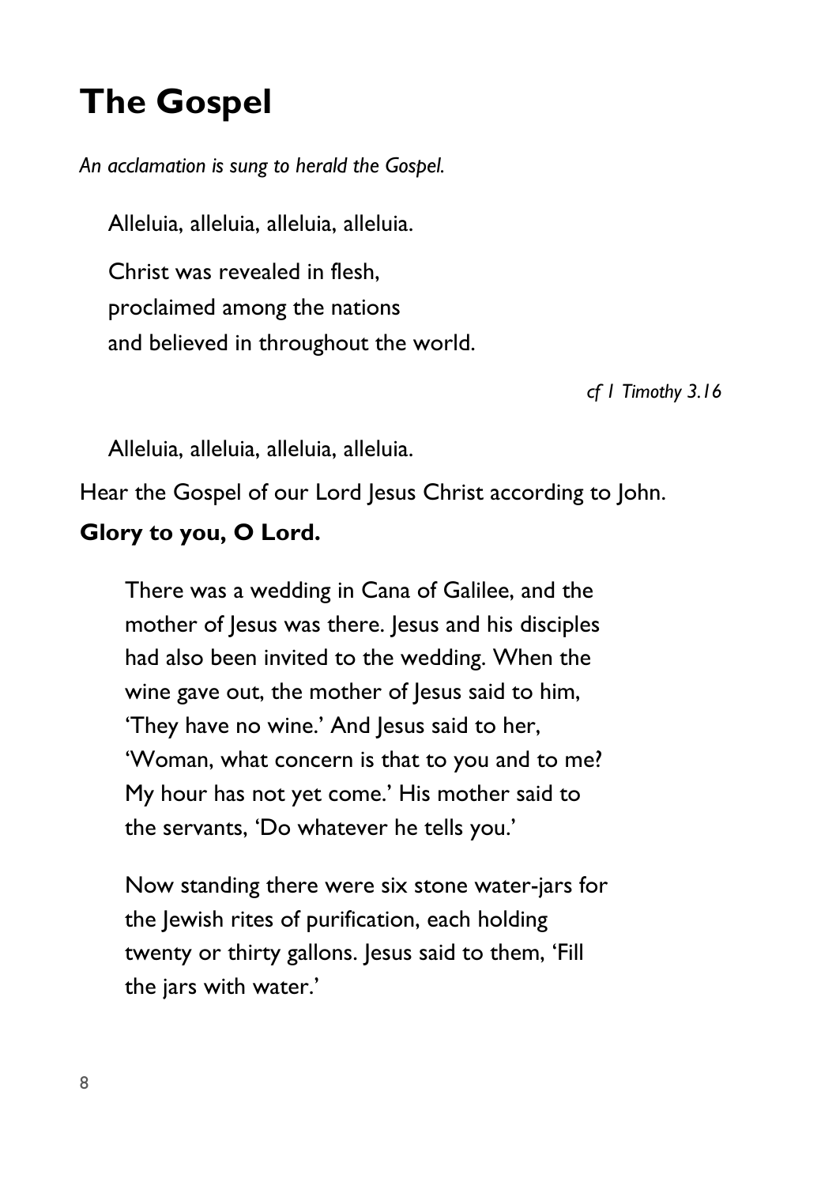# The Gospel

*An acclamation is sung to herald the Gospel.*

Alleluia, alleluia, alleluia, alleluia.

Christ was revealed in flesh,
proclaimed among the nations
and believed in throughout the world.

*cf 1 Timothy 3.16*

Alleluia, alleluia, alleluia, alleluia.

Hear the Gospel of our Lord Jesus Christ according to John.

**Glory to you, O Lord.**

There was a wedding in Cana of Galilee, and the mother of Jesus was there. Jesus and his disciples had also been invited to the wedding. When the wine gave out, the mother of Jesus said to him, 'They have no wine.' And Jesus said to her, 'Woman, what concern is that to you and to me? My hour has not yet come.' His mother said to the servants, 'Do whatever he tells you.'

Now standing there were six stone water-jars for the Jewish rites of purification, each holding twenty or thirty gallons. Jesus said to them, 'Fill the jars with water.'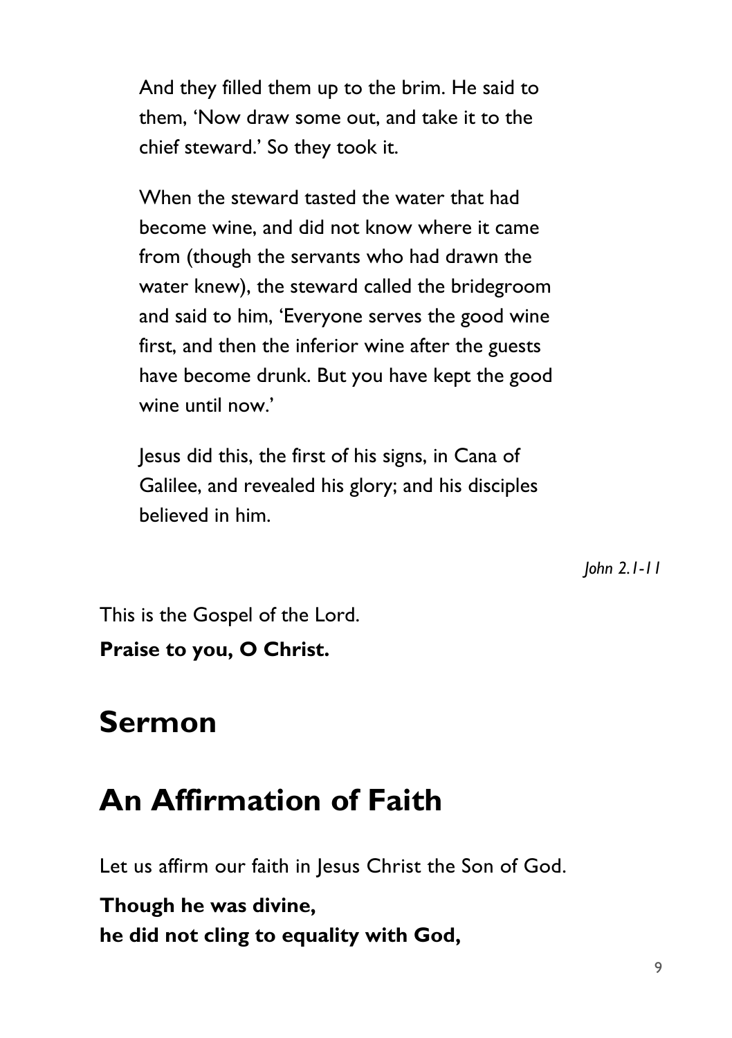And they filled them up to the brim. He said to them, 'Now draw some out, and take it to the chief steward.' So they took it.

When the steward tasted the water that had become wine, and did not know where it came from (though the servants who had drawn the water knew), the steward called the bridegroom and said to him, 'Everyone serves the good wine first, and then the inferior wine after the guests have become drunk. But you have kept the good wine until now.'

Jesus did this, the first of his signs, in Cana of Galilee, and revealed his glory; and his disciples believed in him.

*John 2.1-11*

This is the Gospel of the Lord.
**Praise to you, O Christ.**

# Sermon

# An Affirmation of Faith

Let us affirm our faith in Jesus Christ the Son of God.

**Though he was divine,**
**he did not cling to equality with God,**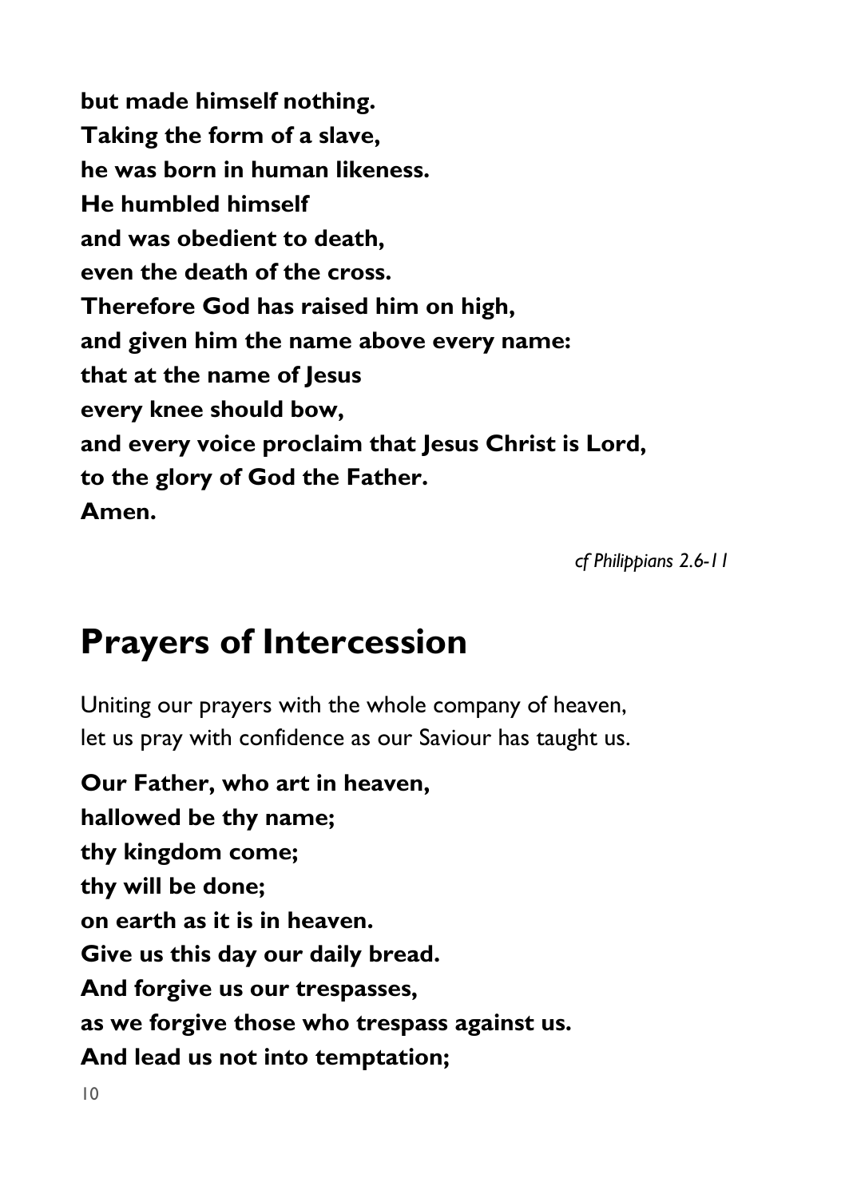**but made himself nothing.**
**Taking the form of a slave,**
**he was born in human likeness.**
**He humbled himself**
**and was obedient to death,**
**even the death of the cross.**
**Therefore God has raised him on high,**
**and given him the name above every name:**
**that at the name of Jesus**
**every knee should bow,**
**and every voice proclaim that Jesus Christ is Lord,**
**to the glory of God the Father.**
**Amen.**

*cf Philippians 2.6-11*

# Prayers of Intercession

Uniting our prayers with the whole company of heaven,
let us pray with confidence as our Saviour has taught us.

**Our Father, who art in heaven,**
**hallowed be thy name;**
**thy kingdom come;**
**thy will be done;**
**on earth as it is in heaven.**
**Give us this day our daily bread.**
**And forgive us our trespasses,**
**as we forgive those who trespass against us.**
**And lead us not into temptation;**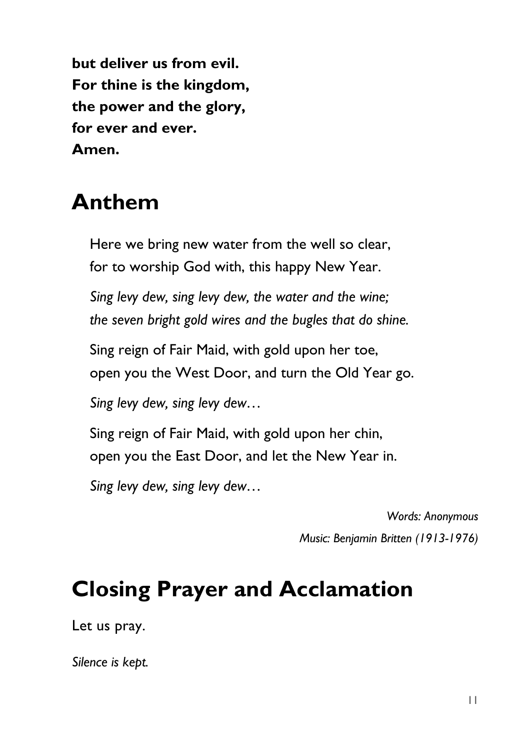**but deliver us from evil.**
**For thine is the kingdom,**
**the power and the glory,**
**for ever and ever.**
**Amen.**

# Anthem

Here we bring new water from the well so clear,
for to worship God with, this happy New Year.

*Sing levy dew, sing levy dew, the water and the wine;*
*the seven bright gold wires and the bugles that do shine.*

Sing reign of Fair Maid, with gold upon her toe,
open you the West Door, and turn the Old Year go.

*Sing levy dew, sing levy dew…*

Sing reign of Fair Maid, with gold upon her chin,
open you the East Door, and let the New Year in.

*Sing levy dew, sing levy dew…*

*Words: Anonymous*
*Music: Benjamin Britten (1913-1976)*

# Closing Prayer and Acclamation

Let us pray.

*Silence is kept.*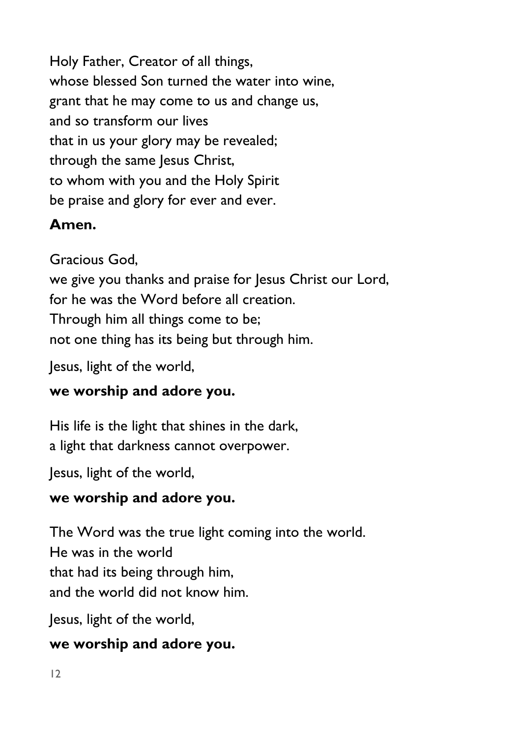Holy Father, Creator of all things,  
whose blessed Son turned the water into wine,  
grant that he may come to us and change us,  
and so transform our lives  
that in us your glory may be revealed;  
through the same Jesus Christ,  
to whom with you and the Holy Spirit  
be praise and glory for ever and ever.

**Amen.**

Gracious God,  
we give you thanks and praise for Jesus Christ our Lord,  
for he was the Word before all creation.  
Through him all things come to be;  
not one thing has its being but through him.

Jesus, light of the world,

**we worship and adore you.**

His life is the light that shines in the dark,  
a light that darkness cannot overpower.

Jesus, light of the world,

**we worship and adore you.**

The Word was the true light coming into the world.  
He was in the world  
that had its being through him,  
and the world did not know him.

Jesus, light of the world,

**we worship and adore you.**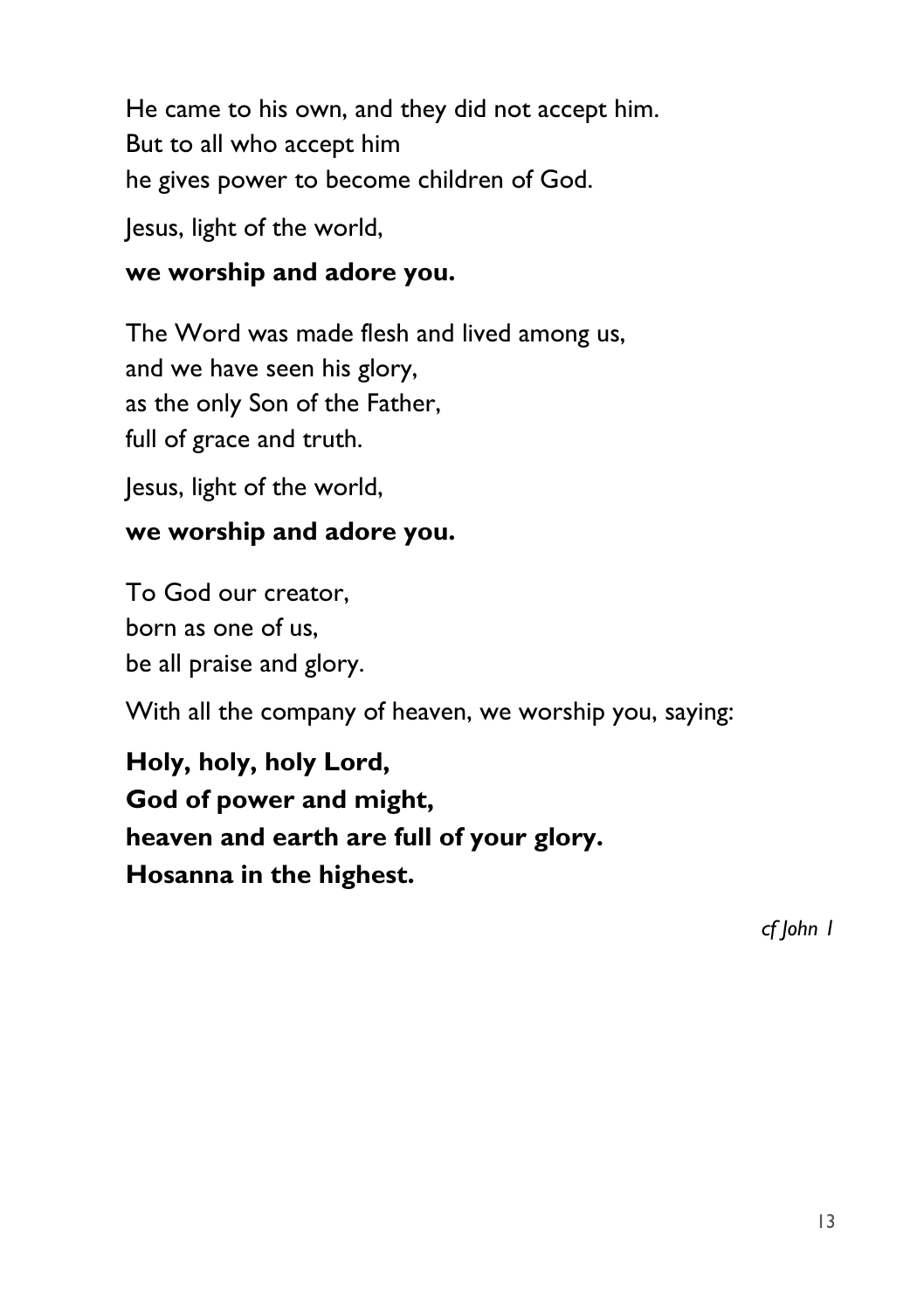He came to his own, and they did not accept him.  
But to all who accept him  
he gives power to become children of God.

Jesus, light of the world,

**we worship and adore you.**

The Word was made flesh and lived among us,  
and we have seen his glory,  
as the only Son of the Father,  
full of grace and truth.

Jesus, light of the world,

**we worship and adore you.**

To God our creator,  
born as one of us,  
be all praise and glory.

With all the company of heaven, we worship you, saying:

**Holy, holy, holy Lord,**  
**God of power and might,**  
**heaven and earth are full of your glory.**  
**Hosanna in the highest.**

*cf John 1*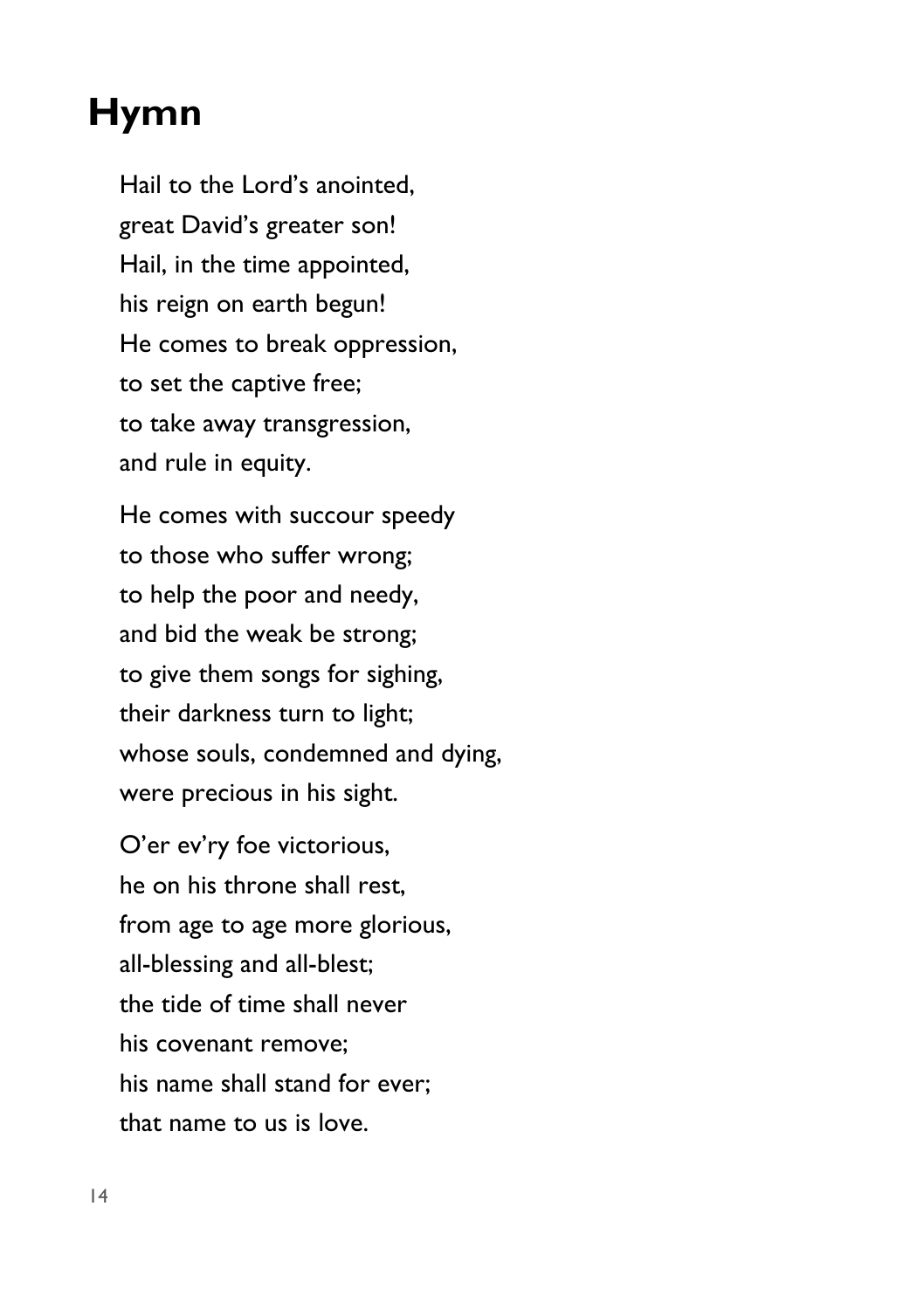# Hymn

Hail to the Lord's anointed,
great David's greater son!
Hail, in the time appointed,
his reign on earth begun!
He comes to break oppression,
to set the captive free;
to take away transgression,
and rule in equity.

He comes with succour speedy
to those who suffer wrong;
to help the poor and needy,
and bid the weak be strong;
to give them songs for sighing,
their darkness turn to light;
whose souls, condemned and dying,
were precious in his sight.

O'er ev'ry foe victorious,
he on his throne shall rest,
from age to age more glorious,
all-blessing and all-blest;
the tide of time shall never
his covenant remove;
his name shall stand for ever;
that name to us is love.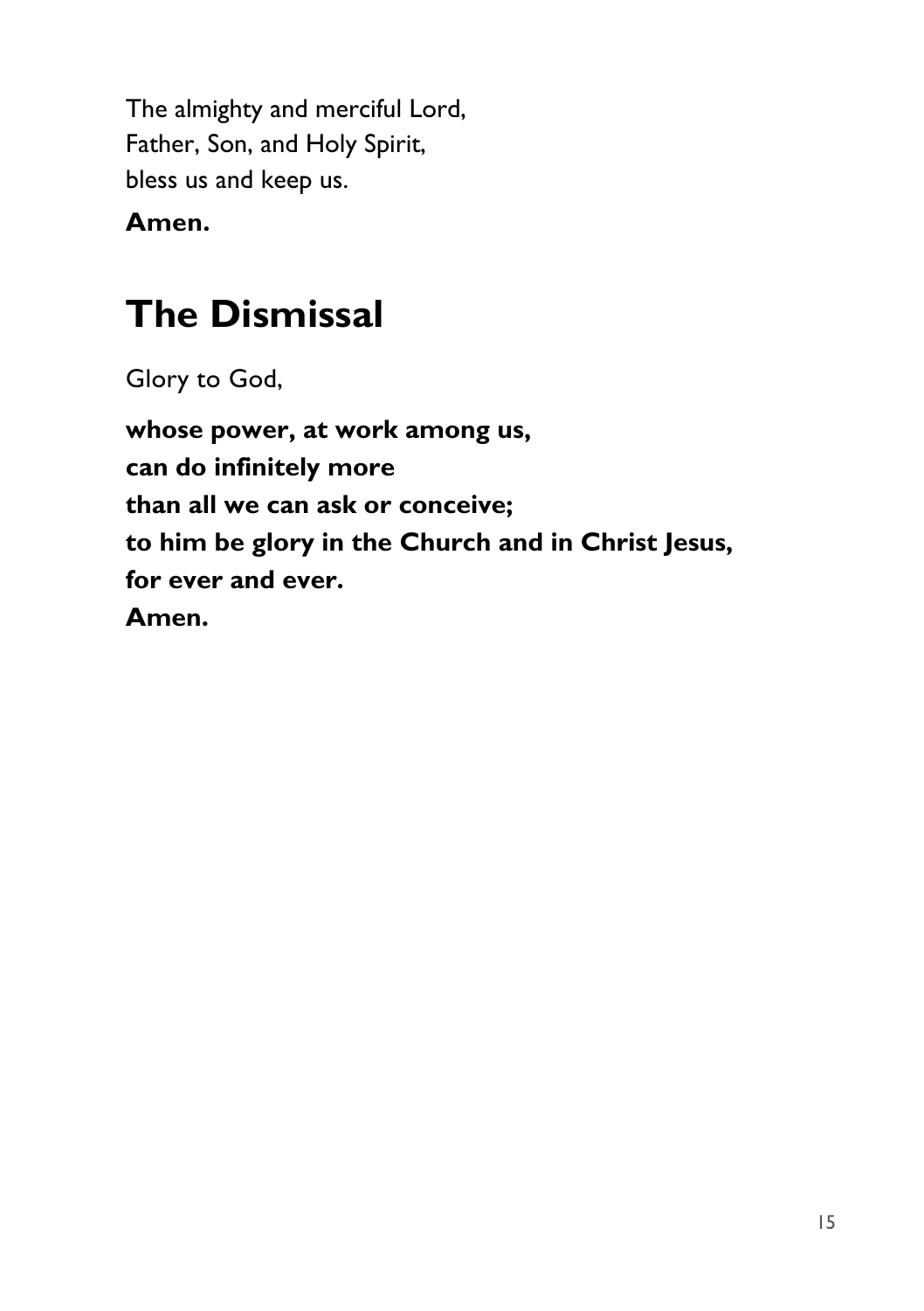The almighty and merciful Lord,  
Father, Son, and Holy Spirit,  
bless us and keep us.

**Amen.**

# The Dismissal

Glory to God,

**whose power, at work among us,**  
**can do infinitely more**  
**than all we can ask or conceive;**  
**to him be glory in the Church and in Christ Jesus,**  
**for ever and ever.**  
**Amen.**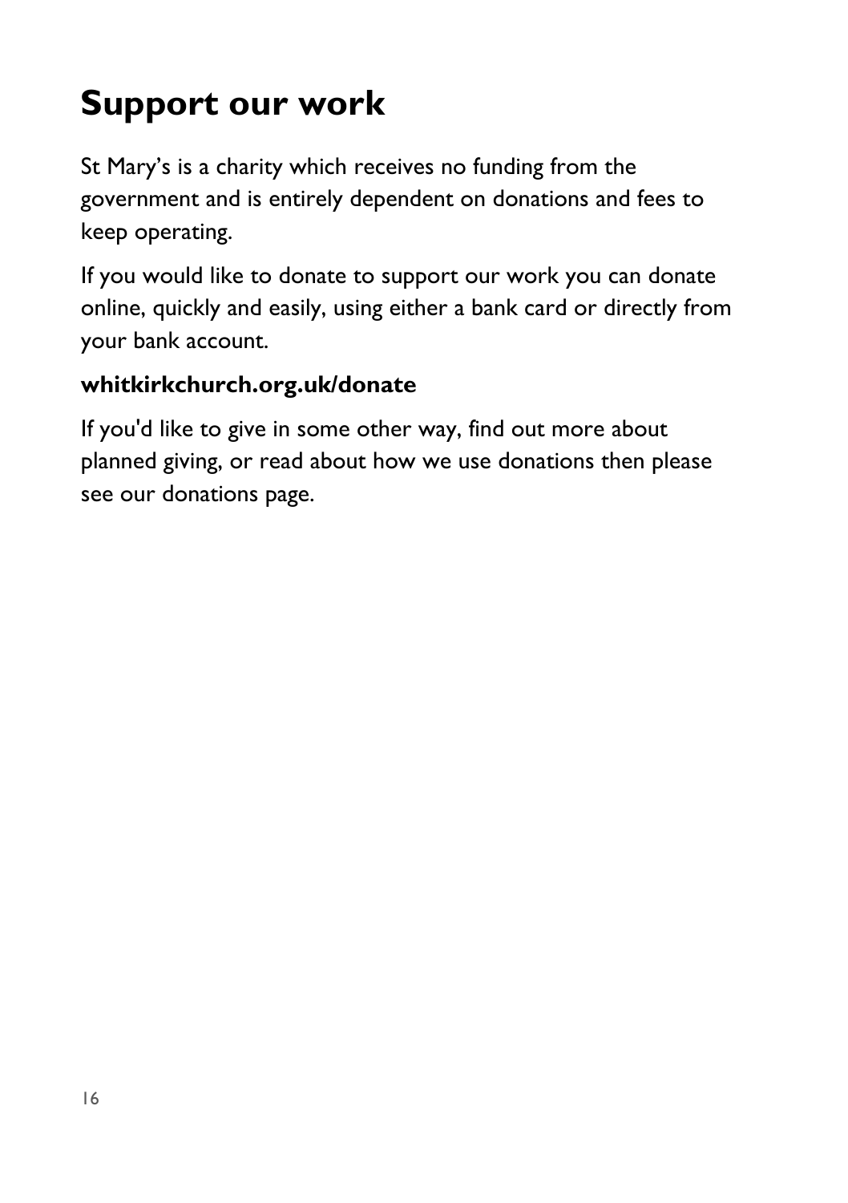# Support our work

St Mary's is a charity which receives no funding from the government and is entirely dependent on donations and fees to keep operating.

If you would like to donate to support our work you can donate online, quickly and easily, using either a bank card or directly from your bank account.

**whitkirkchurch.org.uk/donate**

If you'd like to give in some other way, find out more about planned giving, or read about how we use donations then please see our donations page.